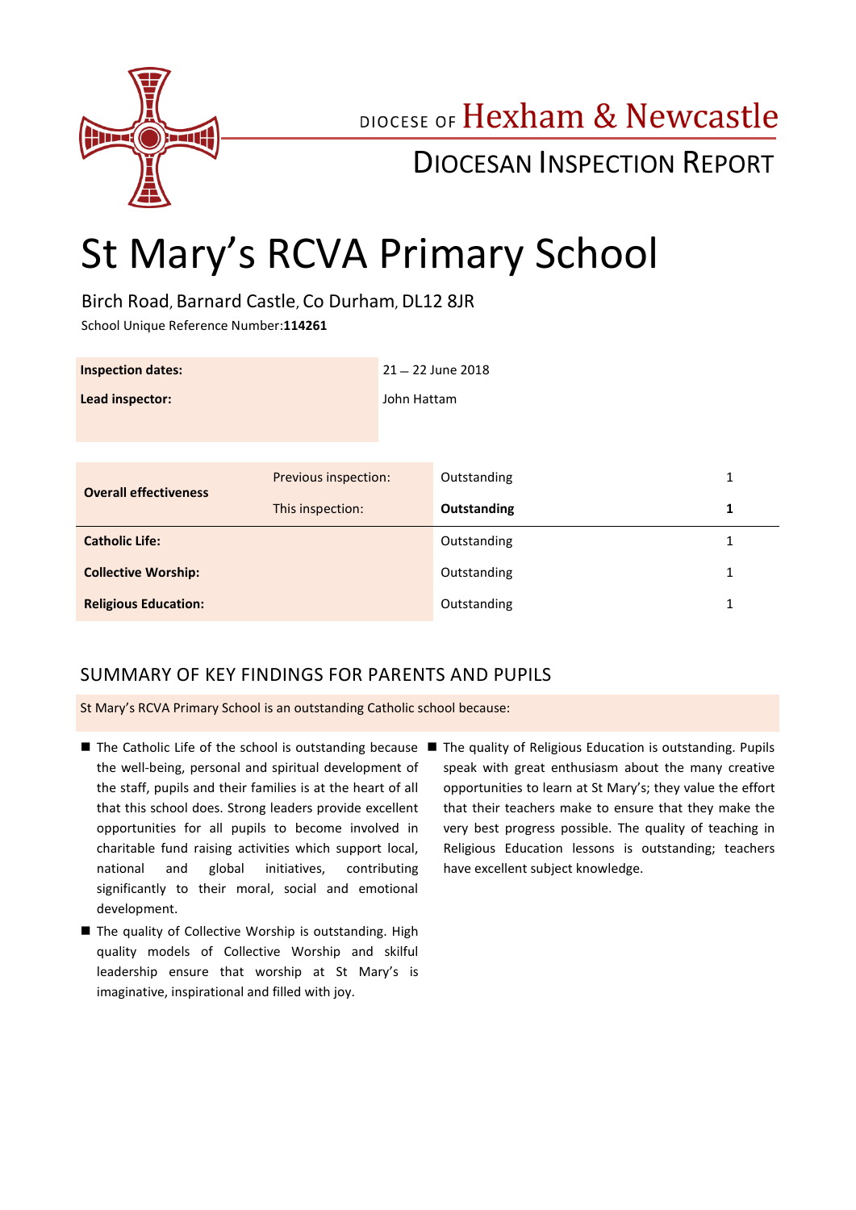DIOCESE OF Hexham & Newcastle

DIOCESAN INSPECTION REPORT

# St Mary's RCVA Primary School

Birch Road, Barnard Castle, Co Durham, DL12 8JR

School Unique Reference Number:**114261**

| | |
|---|---|
| **Inspection dates:** | 21 – 22 June 2018 |
| **Lead inspector:** | John Hattam |

| | | | |
|---|---|---|---|
| **Overall effectiveness** | Previous inspection: | Outstanding | 1 |
| | This inspection: | **Outstanding** | **1** |
| **Catholic Life:** | | Outstanding | 1 |
| **Collective Worship:** | | Outstanding | 1 |
| **Religious Education:** | | Outstanding | 1 |

## SUMMARY OF KEY FINDINGS FOR PARENTS AND PUPILS

St Mary's RCVA Primary School is an outstanding Catholic school because:

- The Catholic Life of the school is outstanding because the well-being, personal and spiritual development of the staff, pupils and their families is at the heart of all that this school does. Strong leaders provide excellent opportunities for all pupils to become involved in charitable fund raising activities which support local, national and global initiatives, contributing significantly to their moral, social and emotional development.
- The quality of Collective Worship is outstanding. High quality models of Collective Worship and skilful leadership ensure that worship at St Mary's is imaginative, inspirational and filled with joy.
- The quality of Religious Education is outstanding. Pupils speak with great enthusiasm about the many creative opportunities to learn at St Mary's; they value the effort that their teachers make to ensure that they make the very best progress possible. The quality of teaching in Religious Education lessons is outstanding; teachers have excellent subject knowledge.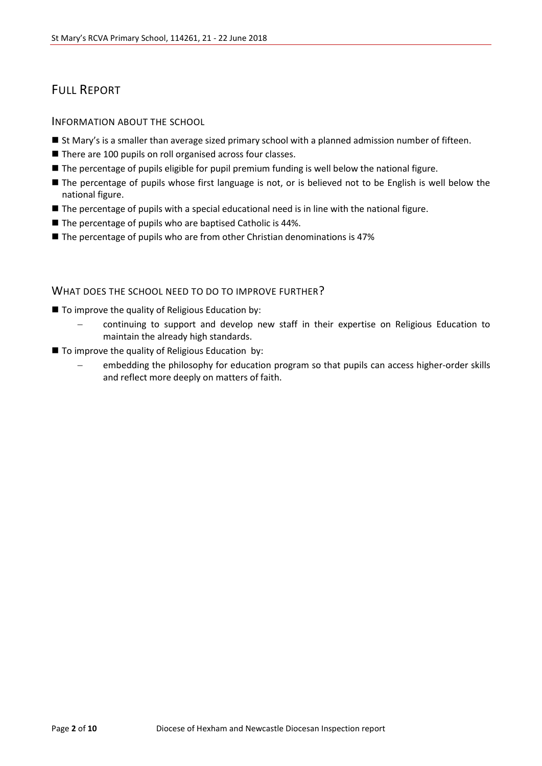# Full Report

## Information about the school

- St Mary's is a smaller than average sized primary school with a planned admission number of fifteen.
- There are 100 pupils on roll organised across four classes.
- The percentage of pupils eligible for pupil premium funding is well below the national figure.
- The percentage of pupils whose first language is not, or is believed not to be English is well below the national figure.
- The percentage of pupils with a special educational need is in line with the national figure.
- The percentage of pupils who are baptised Catholic is 44%.
- The percentage of pupils who are from other Christian denominations is 47%

## What does the school need to do to improve further?

- To improve the quality of Religious Education by:
  - continuing to support and develop new staff in their expertise on Religious Education to maintain the already high standards.
- To improve the quality of Religious Education by:
  - embedding the philosophy for education program so that pupils can access higher-order skills and reflect more deeply on matters of faith.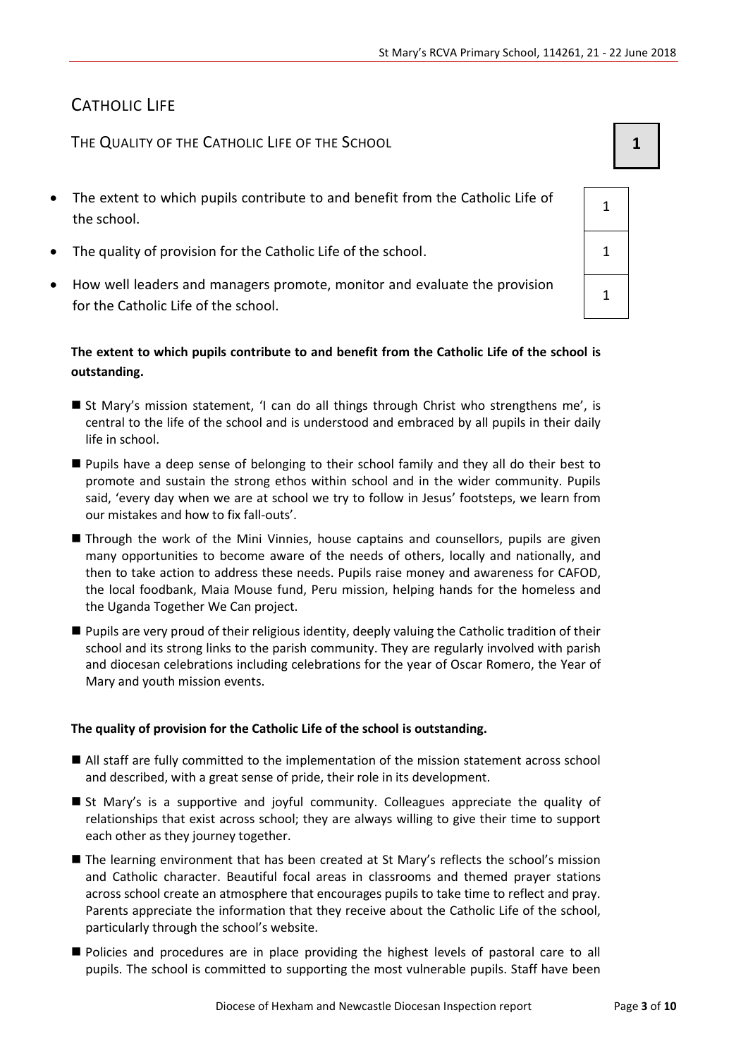# CATHOLIC LIFE

## THE QUALITY OF THE CATHOLIC LIFE OF THE SCHOOL

**1**

| | |
|---|---|
| The extent to which pupils contribute to and benefit from the Catholic Life of the school. | 1 |
| The quality of provision for the Catholic Life of the school. | 1 |
| How well leaders and managers promote, monitor and evaluate the provision for the Catholic Life of the school. | 1 |

**The extent to which pupils contribute to and benefit from the Catholic Life of the school is outstanding.**

- St Mary's mission statement, 'I can do all things through Christ who strengthens me', is central to the life of the school and is understood and embraced by all pupils in their daily life in school.
- Pupils have a deep sense of belonging to their school family and they all do their best to promote and sustain the strong ethos within school and in the wider community. Pupils said, 'every day when we are at school we try to follow in Jesus' footsteps, we learn from our mistakes and how to fix fall-outs'.
- Through the work of the Mini Vinnies, house captains and counsellors, pupils are given many opportunities to become aware of the needs of others, locally and nationally, and then to take action to address these needs. Pupils raise money and awareness for CAFOD, the local foodbank, Maia Mouse fund, Peru mission, helping hands for the homeless and the Uganda Together We Can project.
- Pupils are very proud of their religious identity, deeply valuing the Catholic tradition of their school and its strong links to the parish community. They are regularly involved with parish and diocesan celebrations including celebrations for the year of Oscar Romero, the Year of Mary and youth mission events.

**The quality of provision for the Catholic Life of the school is outstanding.**

- All staff are fully committed to the implementation of the mission statement across school and described, with a great sense of pride, their role in its development.
- St Mary's is a supportive and joyful community. Colleagues appreciate the quality of relationships that exist across school; they are always willing to give their time to support each other as they journey together.
- The learning environment that has been created at St Mary's reflects the school's mission and Catholic character. Beautiful focal areas in classrooms and themed prayer stations across school create an atmosphere that encourages pupils to take time to reflect and pray. Parents appreciate the information that they receive about the Catholic Life of the school, particularly through the school's website.
- Policies and procedures are in place providing the highest levels of pastoral care to all pupils. The school is committed to supporting the most vulnerable pupils. Staff have been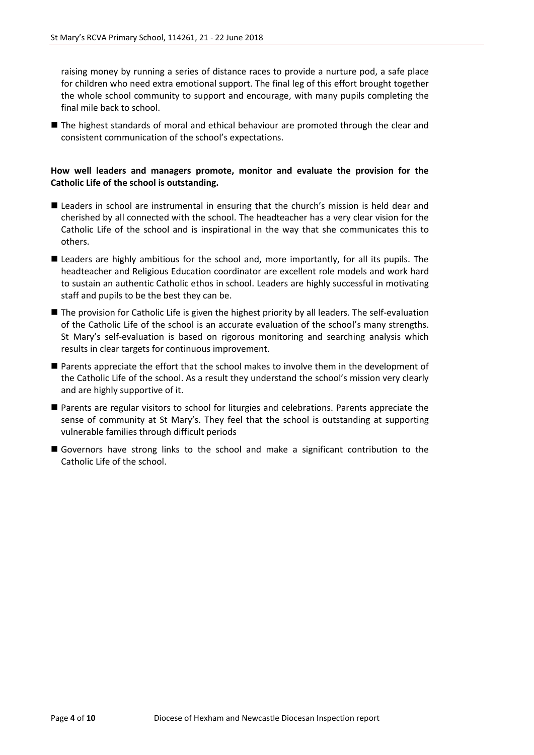raising money by running a series of distance races to provide a nurture pod, a safe place for children who need extra emotional support. The final leg of this effort brought together the whole school community to support and encourage, with many pupils completing the final mile back to school.

- The highest standards of moral and ethical behaviour are promoted through the clear and consistent communication of the school's expectations.

**How well leaders and managers promote, monitor and evaluate the provision for the Catholic Life of the school is outstanding.**

- Leaders in school are instrumental in ensuring that the church's mission is held dear and cherished by all connected with the school. The headteacher has a very clear vision for the Catholic Life of the school and is inspirational in the way that she communicates this to others.
- Leaders are highly ambitious for the school and, more importantly, for all its pupils. The headteacher and Religious Education coordinator are excellent role models and work hard to sustain an authentic Catholic ethos in school. Leaders are highly successful in motivating staff and pupils to be the best they can be.
- The provision for Catholic Life is given the highest priority by all leaders. The self-evaluation of the Catholic Life of the school is an accurate evaluation of the school's many strengths. St Mary's self-evaluation is based on rigorous monitoring and searching analysis which results in clear targets for continuous improvement.
- Parents appreciate the effort that the school makes to involve them in the development of the Catholic Life of the school. As a result they understand the school's mission very clearly and are highly supportive of it.
- Parents are regular visitors to school for liturgies and celebrations. Parents appreciate the sense of community at St Mary's. They feel that the school is outstanding at supporting vulnerable families through difficult periods
- Governors have strong links to the school and make a significant contribution to the Catholic Life of the school.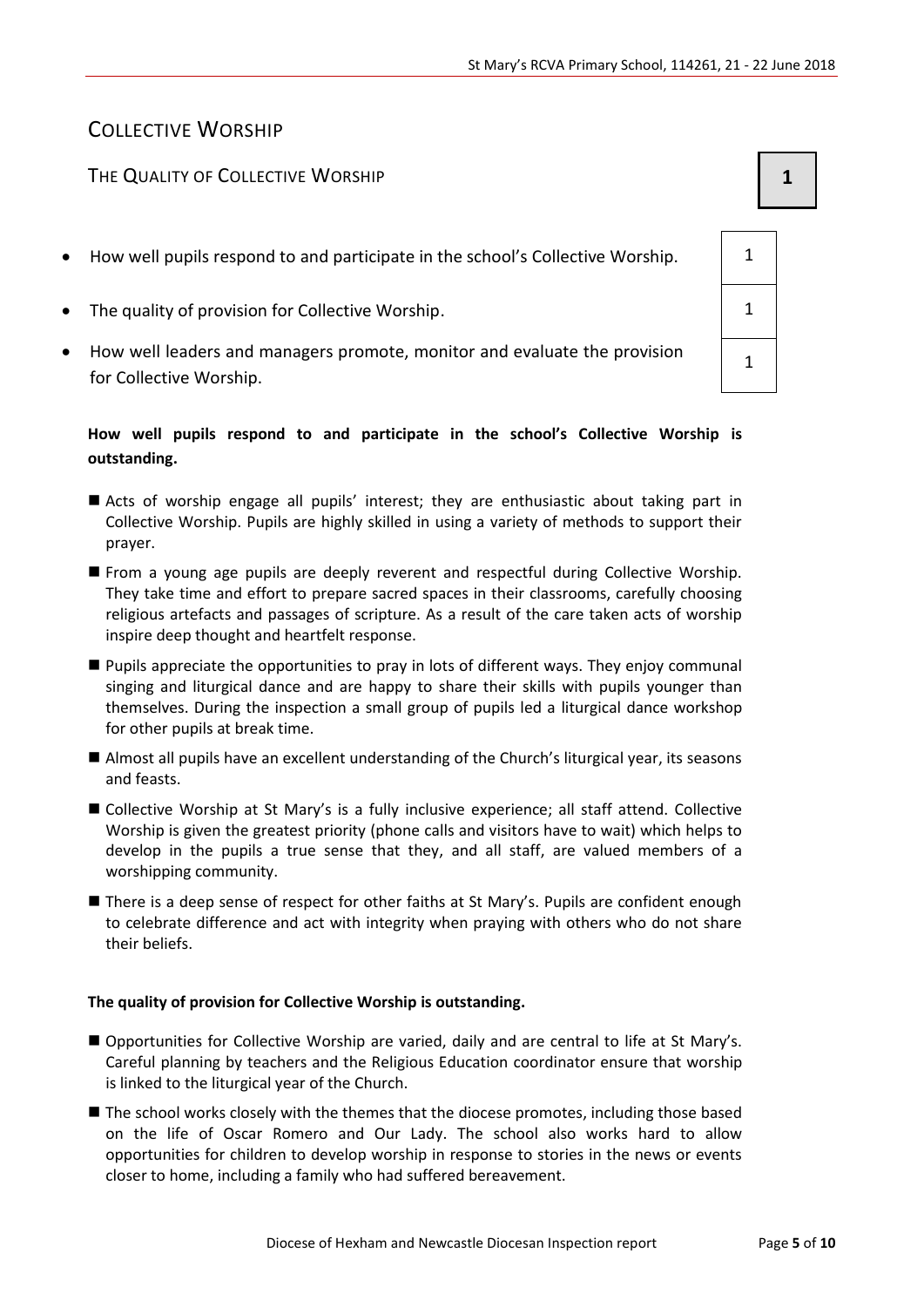# COLLECTIVE WORSHIP

## THE QUALITY OF COLLECTIVE WORSHIP **1**

| | |
|---|---|
| How well pupils respond to and participate in the school's Collective Worship. | 1 |
| The quality of provision for Collective Worship. | 1 |
| How well leaders and managers promote, monitor and evaluate the provision for Collective Worship. | 1 |

**How well pupils respond to and participate in the school's Collective Worship is outstanding.**

- Acts of worship engage all pupils' interest; they are enthusiastic about taking part in Collective Worship. Pupils are highly skilled in using a variety of methods to support their prayer.
- From a young age pupils are deeply reverent and respectful during Collective Worship. They take time and effort to prepare sacred spaces in their classrooms, carefully choosing religious artefacts and passages of scripture. As a result of the care taken acts of worship inspire deep thought and heartfelt response.
- Pupils appreciate the opportunities to pray in lots of different ways. They enjoy communal singing and liturgical dance and are happy to share their skills with pupils younger than themselves. During the inspection a small group of pupils led a liturgical dance workshop for other pupils at break time.
- Almost all pupils have an excellent understanding of the Church's liturgical year, its seasons and feasts.
- Collective Worship at St Mary's is a fully inclusive experience; all staff attend. Collective Worship is given the greatest priority (phone calls and visitors have to wait) which helps to develop in the pupils a true sense that they, and all staff, are valued members of a worshipping community.
- There is a deep sense of respect for other faiths at St Mary's. Pupils are confident enough to celebrate difference and act with integrity when praying with others who do not share their beliefs.

**The quality of provision for Collective Worship is outstanding.**

- Opportunities for Collective Worship are varied, daily and are central to life at St Mary's. Careful planning by teachers and the Religious Education coordinator ensure that worship is linked to the liturgical year of the Church.
- The school works closely with the themes that the diocese promotes, including those based on the life of Oscar Romero and Our Lady. The school also works hard to allow opportunities for children to develop worship in response to stories in the news or events closer to home, including a family who had suffered bereavement.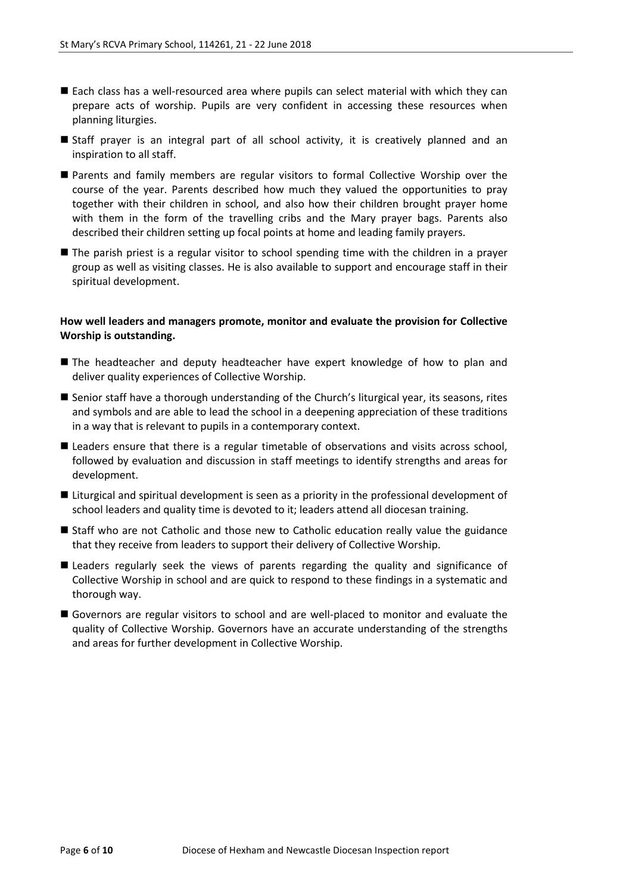- Each class has a well-resourced area where pupils can select material with which they can prepare acts of worship. Pupils are very confident in accessing these resources when planning liturgies.
- Staff prayer is an integral part of all school activity, it is creatively planned and an inspiration to all staff.
- Parents and family members are regular visitors to formal Collective Worship over the course of the year. Parents described how much they valued the opportunities to pray together with their children in school, and also how their children brought prayer home with them in the form of the travelling cribs and the Mary prayer bags. Parents also described their children setting up focal points at home and leading family prayers.
- The parish priest is a regular visitor to school spending time with the children in a prayer group as well as visiting classes. He is also available to support and encourage staff in their spiritual development.

**How well leaders and managers promote, monitor and evaluate the provision for Collective Worship is outstanding.**

- The headteacher and deputy headteacher have expert knowledge of how to plan and deliver quality experiences of Collective Worship.
- Senior staff have a thorough understanding of the Church's liturgical year, its seasons, rites and symbols and are able to lead the school in a deepening appreciation of these traditions in a way that is relevant to pupils in a contemporary context.
- Leaders ensure that there is a regular timetable of observations and visits across school, followed by evaluation and discussion in staff meetings to identify strengths and areas for development.
- Liturgical and spiritual development is seen as a priority in the professional development of school leaders and quality time is devoted to it; leaders attend all diocesan training.
- Staff who are not Catholic and those new to Catholic education really value the guidance that they receive from leaders to support their delivery of Collective Worship.
- Leaders regularly seek the views of parents regarding the quality and significance of Collective Worship in school and are quick to respond to these findings in a systematic and thorough way.
- Governors are regular visitors to school and are well-placed to monitor and evaluate the quality of Collective Worship. Governors have an accurate understanding of the strengths and areas for further development in Collective Worship.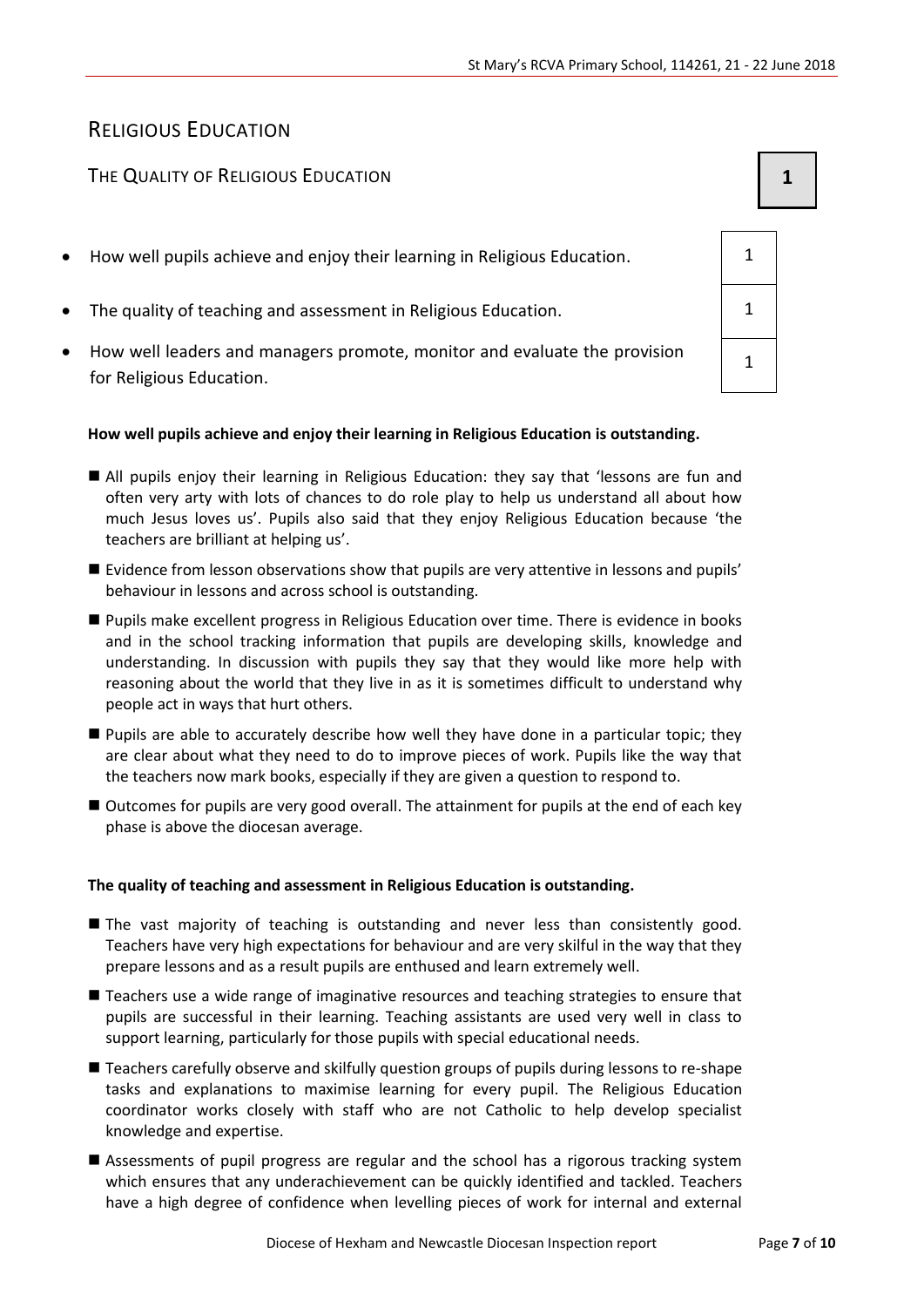## RELIGIOUS EDUCATION

### THE QUALITY OF RELIGIOUS EDUCATION

**1**

| | |
|---|---|
| How well pupils achieve and enjoy their learning in Religious Education. | 1 |
| The quality of teaching and assessment in Religious Education. | 1 |
| How well leaders and managers promote, monitor and evaluate the provision for Religious Education. | 1 |

**How well pupils achieve and enjoy their learning in Religious Education is outstanding.**

- All pupils enjoy their learning in Religious Education: they say that 'lessons are fun and often very arty with lots of chances to do role play to help us understand all about how much Jesus loves us'. Pupils also said that they enjoy Religious Education because 'the teachers are brilliant at helping us'.
- Evidence from lesson observations show that pupils are very attentive in lessons and pupils' behaviour in lessons and across school is outstanding.
- Pupils make excellent progress in Religious Education over time. There is evidence in books and in the school tracking information that pupils are developing skills, knowledge and understanding. In discussion with pupils they say that they would like more help with reasoning about the world that they live in as it is sometimes difficult to understand why people act in ways that hurt others.
- Pupils are able to accurately describe how well they have done in a particular topic; they are clear about what they need to do to improve pieces of work. Pupils like the way that the teachers now mark books, especially if they are given a question to respond to.
- Outcomes for pupils are very good overall. The attainment for pupils at the end of each key phase is above the diocesan average.

**The quality of teaching and assessment in Religious Education is outstanding.**

- The vast majority of teaching is outstanding and never less than consistently good. Teachers have very high expectations for behaviour and are very skilful in the way that they prepare lessons and as a result pupils are enthused and learn extremely well.
- Teachers use a wide range of imaginative resources and teaching strategies to ensure that pupils are successful in their learning. Teaching assistants are used very well in class to support learning, particularly for those pupils with special educational needs.
- Teachers carefully observe and skilfully question groups of pupils during lessons to re-shape tasks and explanations to maximise learning for every pupil. The Religious Education coordinator works closely with staff who are not Catholic to help develop specialist knowledge and expertise.
- Assessments of pupil progress are regular and the school has a rigorous tracking system which ensures that any underachievement can be quickly identified and tackled. Teachers have a high degree of confidence when levelling pieces of work for internal and external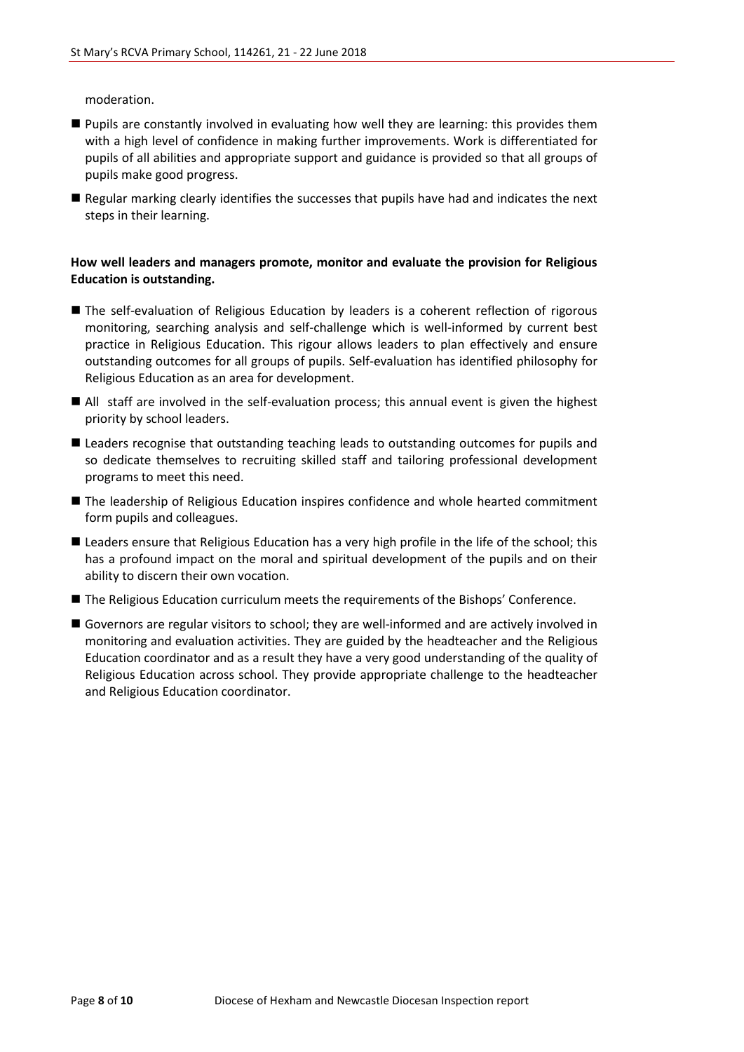moderation.

- Pupils are constantly involved in evaluating how well they are learning: this provides them with a high level of confidence in making further improvements. Work is differentiated for pupils of all abilities and appropriate support and guidance is provided so that all groups of pupils make good progress.
- Regular marking clearly identifies the successes that pupils have had and indicates the next steps in their learning.

**How well leaders and managers promote, monitor and evaluate the provision for Religious Education is outstanding.**

- The self-evaluation of Religious Education by leaders is a coherent reflection of rigorous monitoring, searching analysis and self-challenge which is well-informed by current best practice in Religious Education. This rigour allows leaders to plan effectively and ensure outstanding outcomes for all groups of pupils. Self-evaluation has identified philosophy for Religious Education as an area for development.
- All staff are involved in the self-evaluation process; this annual event is given the highest priority by school leaders.
- Leaders recognise that outstanding teaching leads to outstanding outcomes for pupils and so dedicate themselves to recruiting skilled staff and tailoring professional development programs to meet this need.
- The leadership of Religious Education inspires confidence and whole hearted commitment form pupils and colleagues.
- Leaders ensure that Religious Education has a very high profile in the life of the school; this has a profound impact on the moral and spiritual development of the pupils and on their ability to discern their own vocation.
- The Religious Education curriculum meets the requirements of the Bishops' Conference.
- Governors are regular visitors to school; they are well-informed and are actively involved in monitoring and evaluation activities. They are guided by the headteacher and the Religious Education coordinator and as a result they have a very good understanding of the quality of Religious Education across school. They provide appropriate challenge to the headteacher and Religious Education coordinator.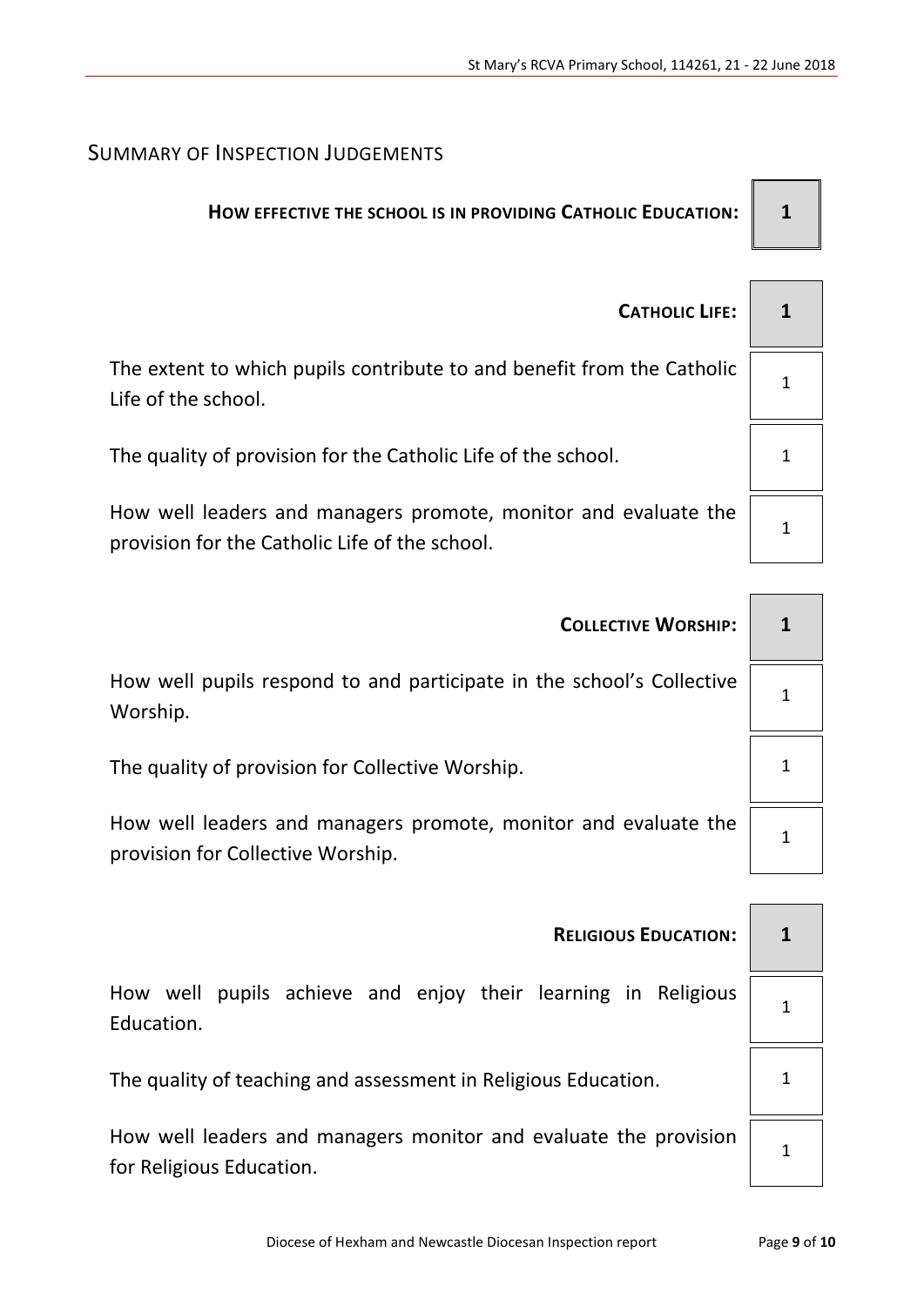## Summary of Inspection Judgements

| | |
|---|---|
| **How effective the school is in providing Catholic Education:** | **1** |
| **Catholic Life:** | **1** |
| The extent to which pupils contribute to and benefit from the Catholic Life of the school. | 1 |
| The quality of provision for the Catholic Life of the school. | 1 |
| How well leaders and managers promote, monitor and evaluate the provision for the Catholic Life of the school. | 1 |
| **Collective Worship:** | **1** |
| How well pupils respond to and participate in the school's Collective Worship. | 1 |
| The quality of provision for Collective Worship. | 1 |
| How well leaders and managers promote, monitor and evaluate the provision for Collective Worship. | 1 |
| **Religious Education:** | **1** |
| How well pupils achieve and enjoy their learning in Religious Education. | 1 |
| The quality of teaching and assessment in Religious Education. | 1 |
| How well leaders and managers monitor and evaluate the provision for Religious Education. | 1 |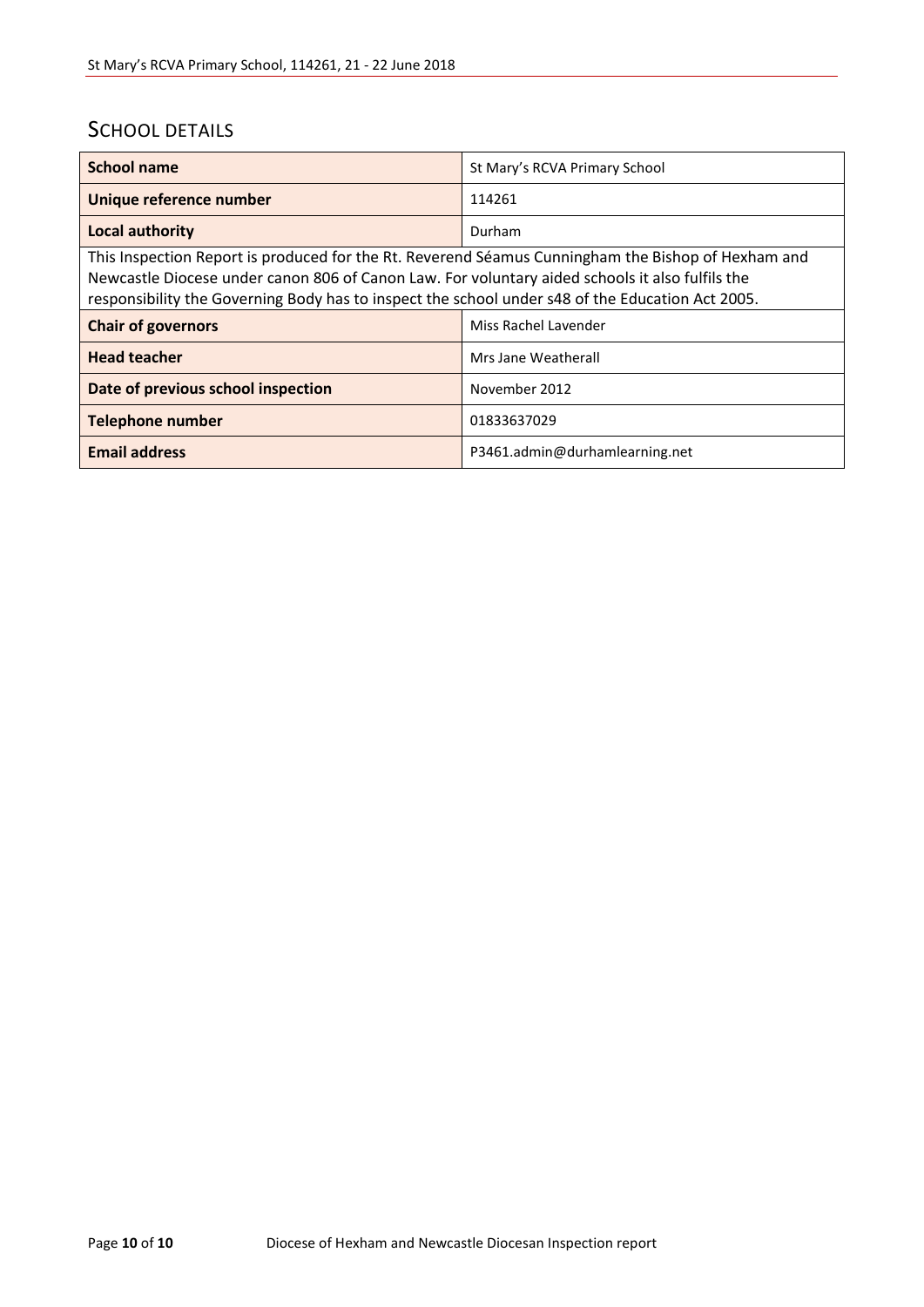## SCHOOL DETAILS

| | |
|---|---|
| **School name** | St Mary's RCVA Primary School |
| **Unique reference number** | 114261 |
| **Local authority** | Durham |
| This Inspection Report is produced for the Rt. Reverend Séamus Cunningham the Bishop of Hexham and Newcastle Diocese under canon 806 of Canon Law. For voluntary aided schools it also fulfils the responsibility the Governing Body has to inspect the school under s48 of the Education Act 2005. | |
| **Chair of governors** | Miss Rachel Lavender |
| **Head teacher** | Mrs Jane Weatherall |
| **Date of previous school inspection** | November 2012 |
| **Telephone number** | 01833637029 |
| **Email address** | P3461.admin@durhamlearning.net |